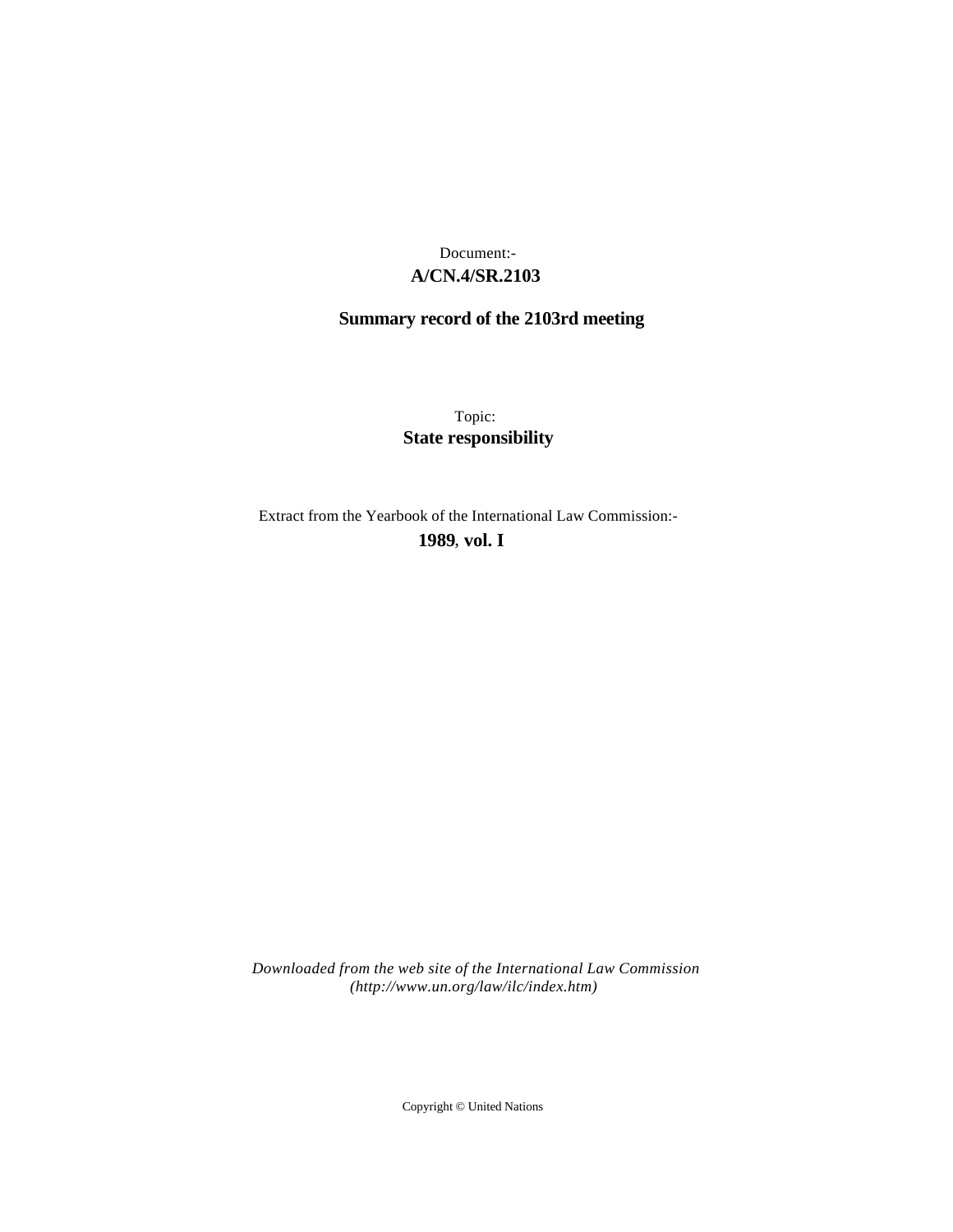Document:-

**A/CN.4/SR.2103**

**Summary record of the 2103rd meeting**

Topic:

**State responsibility**

Extract from the Yearbook of the International Law Commission:-

**1989, vol. I**

*Downloaded from the web site of the International Law Commission (http://www.un.org/law/ilc/index.htm)*

Copyright © United Nations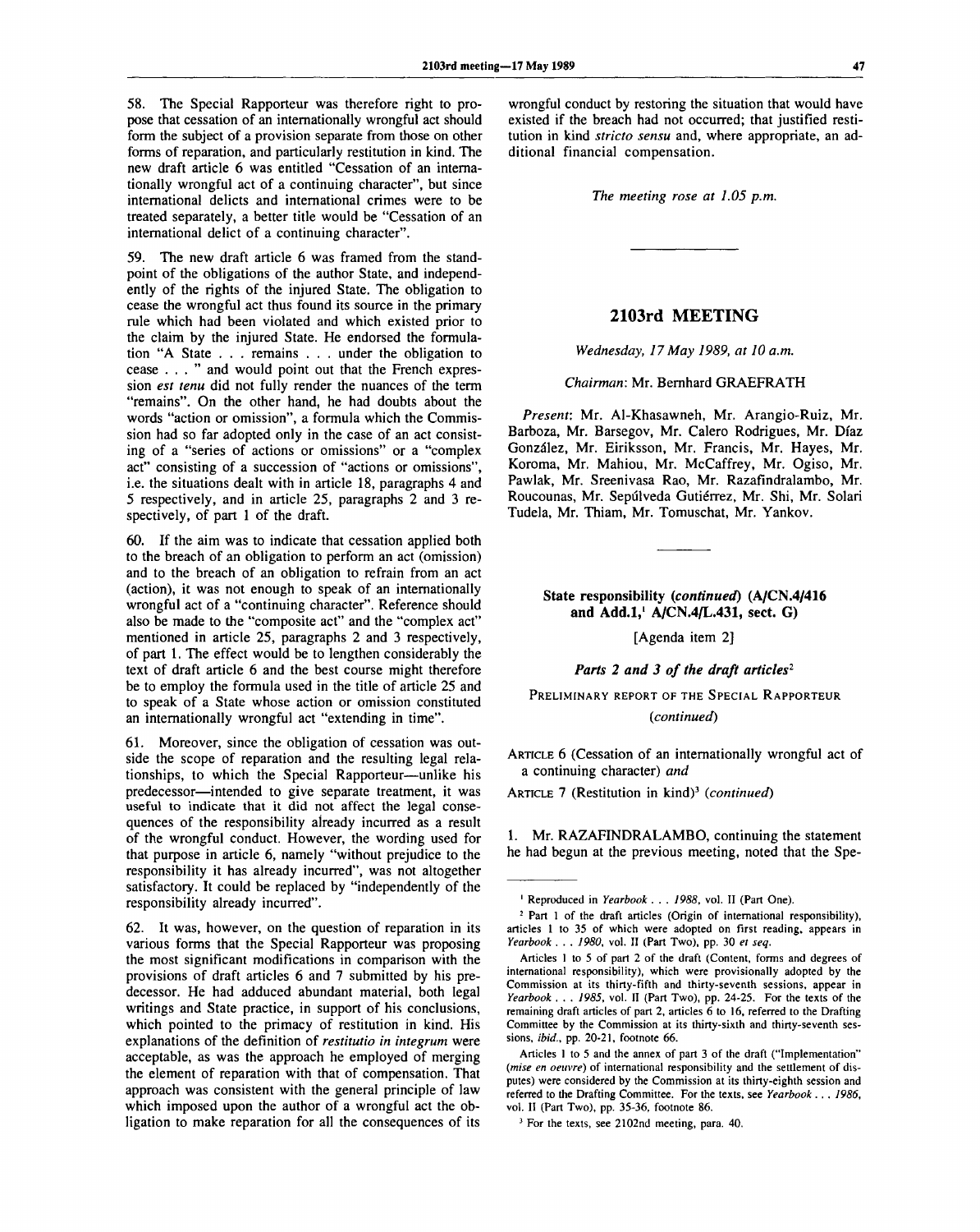58. The Special Rapporteur was therefore right to propose that cessation of an internationally wrongful act should form the subject of a provision separate from those on other forms of reparation, and particularly restitution in kind. The new draft article 6 was entitled "Cessation of an internationally wrongful act of a continuing character", but since international delicts and international crimes were to be treated separately, a better title would be "Cessation of an international delict of a continuing character".

59. The new draft article 6 was framed from the standpoint of the obligations of the author State, and independently of the rights of the injured State. The obligation to cease the wrongful act thus found its source in the primary rule which had been violated and which existed prior to the claim by the injured State. He endorsed the formulation "A State . . . remains . . . under the obligation to cease . . . " and would point out that the French expression *est tenu* did not fully render the nuances of the term "remains". On the other hand, he had doubts about the words "action or omission", a formula which the Commission had so far adopted only in the case of an act consisting of a "series of actions or omissions" or a "complex act" consisting of a succession of "actions or omissions", i.e. the situations dealt with in article 18, paragraphs 4 and 5 respectively, and in article 25, paragraphs 2 and 3 respectively, of part 1 of the draft.

60. If the aim was to indicate that cessation applied both to the breach of an obligation to perform an act (omission) and to the breach of an obligation to refrain from an act (action), it was not enough to speak of an internationally wrongful act of a "continuing character". Reference should also be made to the "composite act" and the "complex act" mentioned in article 25, paragraphs 2 and 3 respectively, of part 1. The effect would be to lengthen considerably the text of draft article 6 and the best course might therefore be to employ the formula used in the title of article 25 and to speak of a State whose action or omission constituted an internationally wrongful act "extending in time".

61. Moreover, since the obligation of cessation was outside the scope of reparation and the resulting legal relationships, to which the Special Rapporteur—unlike his predecessor—intended to give separate treatment, it was useful to indicate that it did not affect the legal consequences of the responsibility already incurred as a result of the wrongful conduct. However, the wording used for that purpose in article 6, namely "without prejudice to the responsibility it has already incurred", was not altogether satisfactory. It could be replaced by "independently of the responsibility already incurred".

62. It was, however, on the question of reparation in its various forms that the Special Rapporteur was proposing the most significant modifications in comparison with the provisions of draft articles 6 and 7 submitted by his predecessor. He had adduced abundant material, both legal writings and State practice, in support of his conclusions, which pointed to the primacy of restitution in kind. His explanations of the definition of *restitutio in integrum* were acceptable, as was the approach he employed of merging the element of reparation with that of compensation. That approach was consistent with the general principle of law which imposed upon the author of a wrongful act the obligation to make reparation for all the consequences of its wrongful conduct by restoring the situation that would have existed if the breach had not occurred; that justified restitution in kind *stricto sensu* and, where appropriate, an additional financial compensation.

*The meeting rose at 1.05 p.m.*

---

## 2103rd MEETING

*Wednesday, 17 May 1989, at 10 a.m.*

*Chairman*: Mr. Bernhard GRAEFRATH

*Present*: Mr. Al-Khasawneh, Mr. Arangio-Ruiz, Mr. Barboza, Mr. Barsegov, Mr. Calero Rodrigues, Mr. Díaz González, Mr. Eiriksson, Mr. Francis, Mr. Hayes, Mr. Koroma, Mr. Mahiou, Mr. McCaffrey, Mr. Ogiso, Mr. Pawlak, Mr. Sreenivasa Rao, Mr. Razafindralambo, Mr. Roucounas, Mr. Sepúlveda Gutiérrez, Mr. Shi, Mr. Solari Tudela, Mr. Thiam, Mr. Tomuschat, Mr. Yankov.

---

### State responsibility (*continued*) (A/CN.4/416 and Add.1,[1] A/CN.4/L.431, sect. G)

[Agenda item 2]

#### *Parts 2 and 3 of the draft articles*[2]

PRELIMINARY REPORT OF THE SPECIAL RAPPORTEUR (*continued*)

ARTICLE 6 (Cessation of an internationally wrongful act of a continuing character) *and*

ARTICLE 7 (Restitution in kind)[3] (*continued*)

1. Mr. RAZAFINDRALAMBO, continuing the statement he had begun at the previous meeting, noted that the Spe-

---

[1] Reproduced in *Yearbook . . . 1988*, vol. II (Part One).

[2] Part 1 of the draft articles (Origin of international responsibility), articles 1 to 35 of which were adopted on first reading, appears in *Yearbook . . . 1980*, vol. II (Part Two), pp. 30 *et seq.*

Articles 1 to 5 of part 2 of the draft (Content, forms and degrees of international responsibility), which were provisionally adopted by the Commission at its thirty-fifth and thirty-seventh sessions, appear in *Yearbook . . . 1985*, vol. II (Part Two), pp. 24-25. For the texts of the remaining draft articles of part 2, articles 6 to 16, referred to the Drafting Committee by the Commission at its thirty-sixth and thirty-seventh sessions, *ibid.*, pp. 20-21, footnote 66.

Articles 1 to 5 and the annex of part 3 of the draft ("Implementation" (*mise en oeuvre*) of international responsibility and the settlement of disputes) were considered by the Commission at its thirty-eighth session and referred to the Drafting Committee. For the texts, see *Yearbook . . . 1986*, vol. II (Part Two), pp. 35-36, footnote 86.

[3] For the texts, see 2102nd meeting, para. 40.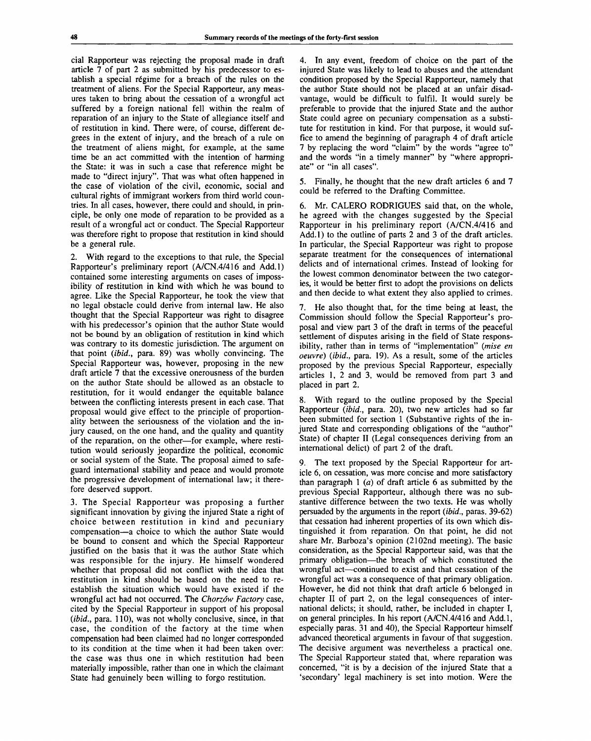cial Rapporteur was rejecting the proposal made in draft article 7 of part 2 as submitted by his predecessor to establish a special régime for a breach of the rules on the treatment of aliens. For the Special Rapporteur, any measures taken to bring about the cessation of a wrongful act suffered by a foreign national fell within the realm of reparation of an injury to the State of allegiance itself and of restitution in kind. There were, of course, different degrees in the extent of injury, and the breach of a rule on the treatment of aliens might, for example, at the same time be an act committed with the intention of harming the State: it was in such a case that reference might be made to "direct injury". That was what often happened in the case of violation of the civil, economic, social and cultural rights of immigrant workers from third world countries. In all cases, however, there could and should, in principle, be only one mode of reparation to be provided as a result of a wrongful act or conduct. The Special Rapporteur was therefore right to propose that restitution in kind should be a general rule.

2. With regard to the exceptions to that rule, the Special Rapporteur's preliminary report (A/CN.4/416 and Add.1) contained some interesting arguments on cases of impossibility of restitution in kind with which he was bound to agree. Like the Special Rapporteur, he took the view that no legal obstacle could derive from internal law. He also thought that the Special Rapporteur was right to disagree with his predecessor's opinion that the author State would not be bound by an obligation of restitution in kind which was contrary to its domestic jurisdiction. The argument on that point (*ibid.*, para. 89) was wholly convincing. The Special Rapporteur was, however, proposing in the new draft article 7 that the excessive onerousness of the burden on the author State should be allowed as an obstacle to restitution, for it would endanger the equitable balance between the conflicting interests present in each case. That proposal would give effect to the principle of proportionality between the seriousness of the violation and the injury caused, on the one hand, and the quality and quantity of the reparation, on the other—for example, where restitution would seriously jeopardize the political, economic or social system of the State. The proposal aimed to safeguard international stability and peace and would promote the progressive development of international law; it therefore deserved support.

3. The Special Rapporteur was proposing a further significant innovation by giving the injured State a right of choice between restitution in kind and pecuniary compensation—a choice to which the author State would be bound to consent and which the Special Rapporteur justified on the basis that it was the author State which was responsible for the injury. He himself wondered whether that proposal did not conflict with the idea that restitution in kind should be based on the need to re-establish the situation which would have existed if the wrongful act had not occurred. The *Chorzów Factory* case, cited by the Special Rapporteur in support of his proposal (*ibid.*, para. 110), was not wholly conclusive, since, in that case, the condition of the factory at the time when compensation had been claimed had no longer corresponded to its condition at the time when it had been taken over: the case was thus one in which restitution had been materially impossible, rather than one in which the claimant State had genuinely been willing to forgo restitution.

4. In any event, freedom of choice on the part of the injured State was likely to lead to abuses and the attendant condition proposed by the Special Rapporteur, namely that the author State should not be placed at an unfair disadvantage, would be difficult to fulfil. It would surely be preferable to provide that the injured State and the author State could agree on pecuniary compensation as a substitute for restitution in kind. For that purpose, it would suffice to amend the beginning of paragraph 4 of draft article 7 by replacing the word "claim" by the words "agree to" and the words "in a timely manner" by "where appropriate" or "in all cases".

5. Finally, he thought that the new draft articles 6 and 7 could be referred to the Drafting Committee.

6. Mr. CALERO RODRIGUES said that, on the whole, he agreed with the changes suggested by the Special Rapporteur in his preliminary report (A/CN.4/416 and Add.1) to the outline of parts 2 and 3 of the draft articles. In particular, the Special Rapporteur was right to propose separate treatment for the consequences of international delicts and of international crimes. Instead of looking for the lowest common denominator between the two categories, it would be better first to adopt the provisions on delicts and then decide to what extent they also applied to crimes.

7. He also thought that, for the time being at least, the Commission should follow the Special Rapporteur's proposal and view part 3 of the draft in terms of the peaceful settlement of disputes arising in the field of State responsibility, rather than in terms of "implementation" (*mise en oeuvre*) (*ibid.*, para. 19). As a result, some of the articles proposed by the previous Special Rapporteur, especially articles 1, 2 and 3, would be removed from part 3 and placed in part 2.

8. With regard to the outline proposed by the Special Rapporteur (*ibid.*, para. 20), two new articles had so far been submitted for section 1 (Substantive rights of the injured State and corresponding obligations of the "author" State) of chapter II (Legal consequences deriving from an international delict) of part 2 of the draft.

9. The text proposed by the Special Rapporteur for article 6, on cessation, was more concise and more satisfactory than paragraph 1 (*a*) of draft article 6 as submitted by the previous Special Rapporteur, although there was no substantive difference between the two texts. He was wholly persuaded by the arguments in the report (*ibid.*, paras. 39-62) that cessation had inherent properties of its own which distinguished it from reparation. On that point, he did not share Mr. Barboza's opinion (2102nd meeting). The basic consideration, as the Special Rapporteur said, was that the primary obligation—the breach of which constituted the wrongful act—continued to exist and that cessation of the wrongful act was a consequence of that primary obligation. However, he did not think that draft article 6 belonged in chapter II of part 2, on the legal consequences of international delicts; it should, rather, be included in chapter I, on general principles. In his report (A/CN.4/416 and Add.1, especially paras. 31 and 40), the Special Rapporteur himself advanced theoretical arguments in favour of that suggestion. The decisive argument was nevertheless a practical one. The Special Rapporteur stated that, where reparation was concerned, "it is by a decision of the injured State that a 'secondary' legal machinery is set into motion. Were the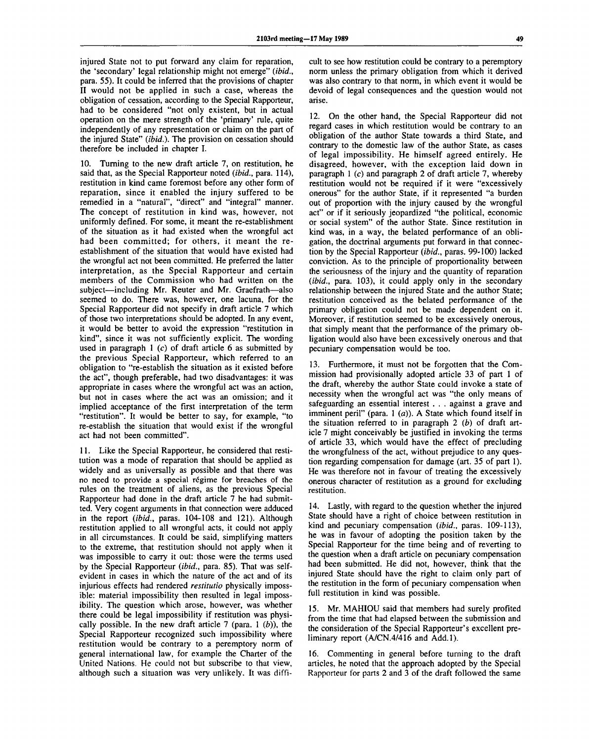injured State not to put forward any claim for reparation, the 'secondary' legal relationship might not emerge" (*ibid.*, para. 55). It could be inferred that the provisions of chapter II would not be applied in such a case, whereas the obligation of cessation, according to the Special Rapporteur, had to be considered "not only existent, but in actual operation on the mere strength of the 'primary' rule, quite independently of any representation or claim on the part of the injured State" (*ibid.*). The provision on cessation should therefore be included in chapter I.

10. Turning to the new draft article 7, on restitution, he said that, as the Special Rapporteur noted (*ibid.*, para. 114), restitution in kind came foremost before any other form of reparation, since it enabled the injury suffered to be remedied in a "natural", "direct" and "integral" manner. The concept of restitution in kind was, however, not uniformly defined. For some, it meant the re-establishment of the situation as it had existed when the wrongful act had been committed; for others, it meant the re-establishment of the situation that would have existed had the wrongful act not been committed. He preferred the latter interpretation, as the Special Rapporteur and certain members of the Commission who had written on the subject—including Mr. Reuter and Mr. Graefrath—also seemed to do. There was, however, one lacuna, for the Special Rapporteur did not specify in draft article 7 which of those two interpretations should be adopted. In any event, it would be better to avoid the expression "restitution in kind", since it was not sufficiently explicit. The wording used in paragraph 1 (*c*) of draft article 6 as submitted by the previous Special Rapporteur, which referred to an obligation to "re-establish the situation as it existed before the act", though preferable, had two disadvantages: it was appropriate in cases where the wrongful act was an action, but not in cases where the act was an omission; and it implied acceptance of the first interpretation of the term "restitution". It would be better to say, for example, "to re-establish the situation that would exist if the wrongful act had not been committed".

11. Like the Special Rapporteur, he considered that restitution was a mode of reparation that should be applied as widely and as universally as possible and that there was no need to provide a special régime for breaches of the rules on the treatment of aliens, as the previous Special Rapporteur had done in the draft article 7 he had submitted. Very cogent arguments in that connection were adduced in the report (*ibid.*, paras. 104-108 and 121). Although restitution applied to all wrongful acts, it could not apply in all circumstances. It could be said, simplifying matters to the extreme, that restitution should not apply when it was impossible to carry it out: those were the terms used by the Special Rapporteur (*ibid.*, para. 85). That was self-evident in cases in which the nature of the act and of its injurious effects had rendered *restitutio* physically impossible: material impossibility then resulted in legal impossibility. The question which arose, however, was whether there could be legal impossibility if restitution was physically possible. In the new draft article 7 (para. 1 (*b*)), the Special Rapporteur recognized such impossibility where restitution would be contrary to a peremptory norm of general international law, for example the Charter of the United Nations. He could not but subscribe to that view, although such a situation was very unlikely. It was difficult to see how restitution could be contrary to a peremptory norm unless the primary obligation from which it derived was also contrary to that norm, in which event it would be devoid of legal consequences and the question would not arise.

12. On the other hand, the Special Rapporteur did not regard cases in which restitution would be contrary to an obligation of the author State towards a third State, and contrary to the domestic law of the author State, as cases of legal impossibility. He himself agreed entirely. He disagreed, however, with the exception laid down in paragraph 1 (*c*) and paragraph 2 of draft article 7, whereby restitution would not be required if it were "excessively onerous" for the author State, if it represented "a burden out of proportion with the injury caused by the wrongful act" or if it seriously jeopardized "the political, economic or social system" of the author State. Since restitution in kind was, in a way, the belated performance of an obligation, the doctrinal arguments put forward in that connection by the Special Rapporteur (*ibid.*, paras. 99-100) lacked conviction. As to the principle of proportionality between the seriousness of the injury and the quantity of reparation (*ibid.*, para. 103), it could apply only in the secondary relationship between the injured State and the author State; restitution conceived as the belated performance of the primary obligation could not be made dependent on it. Moreover, if restitution seemed to be excessively onerous, that simply meant that the performance of the primary obligation would also have been excessively onerous and that pecuniary compensation would be too.

13. Furthermore, it must not be forgotten that the Commission had provisionally adopted article 33 of part 1 of the draft, whereby the author State could invoke a state of necessity when the wrongful act was "the only means of safeguarding an essential interest . . . against a grave and imminent peril" (para. 1 (*a*)). A State which found itself in the situation referred to in paragraph 2 (*b*) of draft article 7 might conceivably be justified in invoking the terms of article 33, which would have the effect of precluding the wrongfulness of the act, without prejudice to any question regarding compensation for damage (art. 35 of part 1). He was therefore not in favour of treating the excessively onerous character of restitution as a ground for excluding restitution.

14. Lastly, with regard to the question whether the injured State should have a right of choice between restitution in kind and pecuniary compensation (*ibid.*, paras. 109-113), he was in favour of adopting the position taken by the Special Rapporteur for the time being and of reverting to the question when a draft article on pecuniary compensation had been submitted. He did not, however, think that the injured State should have the right to claim only part of the restitution in the form of pecuniary compensation when full restitution in kind was possible.

15. Mr. MAHIOU said that members had surely profited from the time that had elapsed between the submission and the consideration of the Special Rapporteur's excellent preliminary report (A/CN.4/416 and Add.1).

16. Commenting in general before turning to the draft articles, he noted that the approach adopted by the Special Rapporteur for parts 2 and 3 of the draft followed the same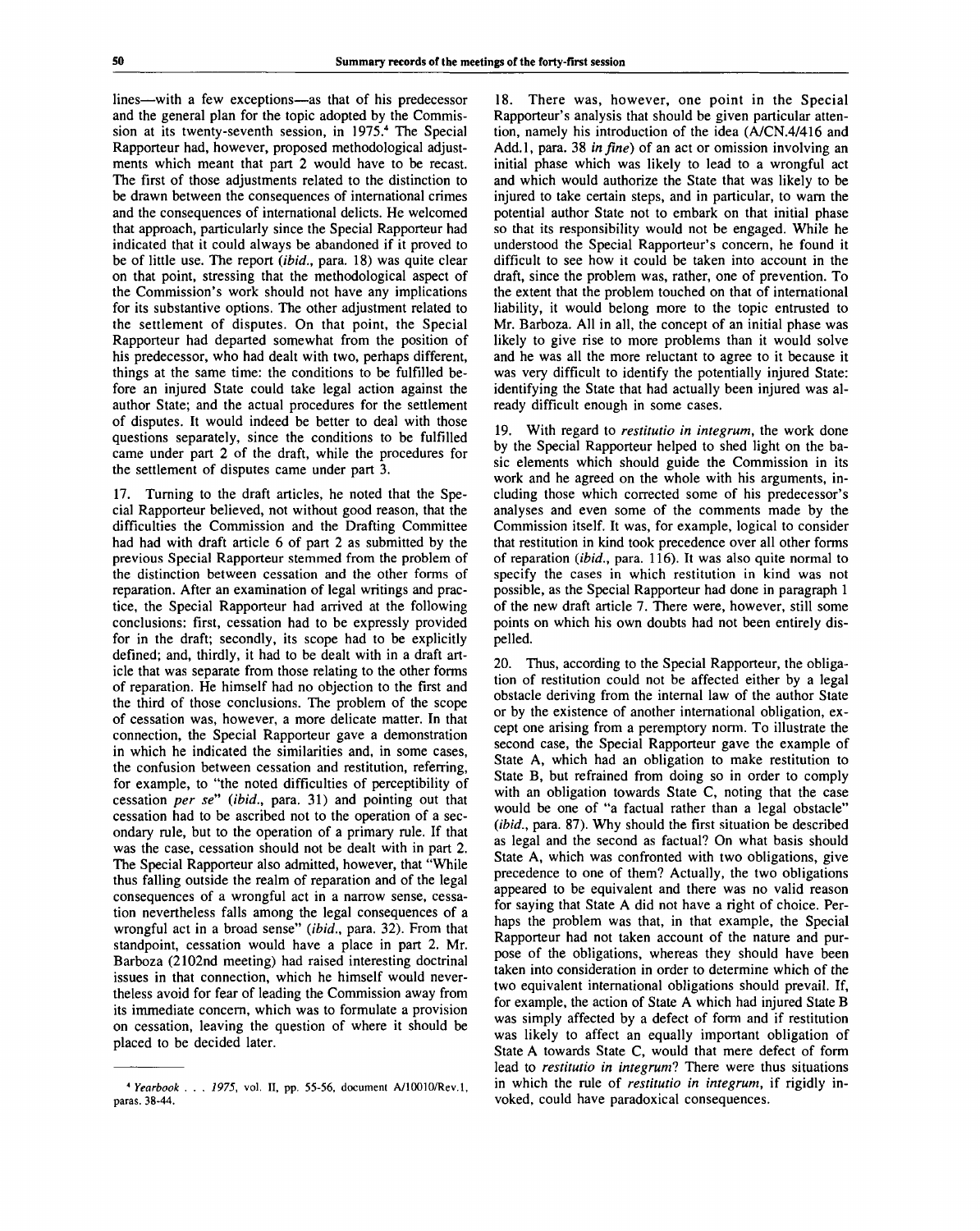lines—with a few exceptions—as that of his predecessor and the general plan for the topic adopted by the Commission at its twenty-seventh session, in 1975.[4] The Special Rapporteur had, however, proposed methodological adjustments which meant that part 2 would have to be recast. The first of those adjustments related to the distinction to be drawn between the consequences of international crimes and the consequences of international delicts. He welcomed that approach, particularly since the Special Rapporteur had indicated that it could always be abandoned if it proved to be of little use. The report (*ibid.*, para. 18) was quite clear on that point, stressing that the methodological aspect of the Commission's work should not have any implications for its substantive options. The other adjustment related to the settlement of disputes. On that point, the Special Rapporteur had departed somewhat from the position of his predecessor, who had dealt with two, perhaps different, things at the same time: the conditions to be fulfilled before an injured State could take legal action against the author State; and the actual procedures for the settlement of disputes. It would indeed be better to deal with those questions separately, since the conditions to be fulfilled came under part 2 of the draft, while the procedures for the settlement of disputes came under part 3.

17. Turning to the draft articles, he noted that the Special Rapporteur believed, not without good reason, that the difficulties the Commission and the Drafting Committee had had with draft article 6 of part 2 as submitted by the previous Special Rapporteur stemmed from the problem of the distinction between cessation and the other forms of reparation. After an examination of legal writings and practice, the Special Rapporteur had arrived at the following conclusions: first, cessation had to be expressly provided for in the draft; secondly, its scope had to be explicitly defined; and, thirdly, it had to be dealt with in a draft article that was separate from those relating to the other forms of reparation. He himself had no objection to the first and the third of those conclusions. The problem of the scope of cessation was, however, a more delicate matter. In that connection, the Special Rapporteur gave a demonstration in which he indicated the similarities and, in some cases, the confusion between cessation and restitution, referring, for example, to "the noted difficulties of perceptibility of cessation *per se*" (*ibid.*, para. 31) and pointing out that cessation had to be ascribed not to the operation of a secondary rule, but to the operation of a primary rule. If that was the case, cessation should not be dealt with in part 2. The Special Rapporteur also admitted, however, that "While thus falling outside the realm of reparation and of the legal consequences of a wrongful act in a narrow sense, cessation nevertheless falls among the legal consequences of a wrongful act in a broad sense" (*ibid.*, para. 32). From that standpoint, cessation would have a place in part 2. Mr. Barboza (2102nd meeting) had raised interesting doctrinal issues in that connection, which he himself would nevertheless avoid for fear of leading the Commission away from its immediate concern, which was to formulate a provision on cessation, leaving the question of where it should be placed to be decided later.

18. There was, however, one point in the Special Rapporteur's analysis that should be given particular attention, namely his introduction of the idea (A/CN.4/416 and Add.1, para. 38 *in fine*) of an act or omission involving an initial phase which was likely to lead to a wrongful act and which would authorize the State that was likely to be injured to take certain steps, and in particular, to warn the potential author State not to embark on that initial phase so that its responsibility would not be engaged. While he understood the Special Rapporteur's concern, he found it difficult to see how it could be taken into account in the draft, since the problem was, rather, one of prevention. To the extent that the problem touched on that of international liability, it would belong more to the topic entrusted to Mr. Barboza. All in all, the concept of an initial phase was likely to give rise to more problems than it would solve and he was all the more reluctant to agree to it because it was very difficult to identify the potentially injured State: identifying the State that had actually been injured was already difficult enough in some cases.

19. With regard to *restitutio in integrum*, the work done by the Special Rapporteur helped to shed light on the basic elements which should guide the Commission in its work and he agreed on the whole with his arguments, including those which corrected some of his predecessor's analyses and even some of the comments made by the Commission itself. It was, for example, logical to consider that restitution in kind took precedence over all other forms of reparation (*ibid.*, para. 116). It was also quite normal to specify the cases in which restitution in kind was not possible, as the Special Rapporteur had done in paragraph 1 of the new draft article 7. There were, however, still some points on which his own doubts had not been entirely dispelled.

20. Thus, according to the Special Rapporteur, the obligation of restitution could not be affected either by a legal obstacle deriving from the internal law of the author State or by the existence of another international obligation, except one arising from a peremptory norm. To illustrate the second case, the Special Rapporteur gave the example of State A, which had an obligation to make restitution to State B, but refrained from doing so in order to comply with an obligation towards State C, noting that the case would be one of "a factual rather than a legal obstacle" (*ibid.*, para. 87). Why should the first situation be described as legal and the second as factual? On what basis should State A, which was confronted with two obligations, give precedence to one of them? Actually, the two obligations appeared to be equivalent and there was no valid reason for saying that State A did not have a right of choice. Perhaps the problem was that, in that example, the Special Rapporteur had not taken account of the nature and purpose of the obligations, whereas they should have been taken into consideration in order to determine which of the two equivalent international obligations should prevail. If, for example, the action of State A which had injured State B was simply affected by a defect of form and if restitution was likely to affect an equally important obligation of State A towards State C, would that mere defect of form lead to *restitutio in integrum*? There were thus situations in which the rule of *restitutio in integrum*, if rigidly invoked, could have paradoxical consequences.

---

[4] *Yearbook . . . 1975*, vol. II, pp. 55-56, document A/10010/Rev.1, paras. 38-44.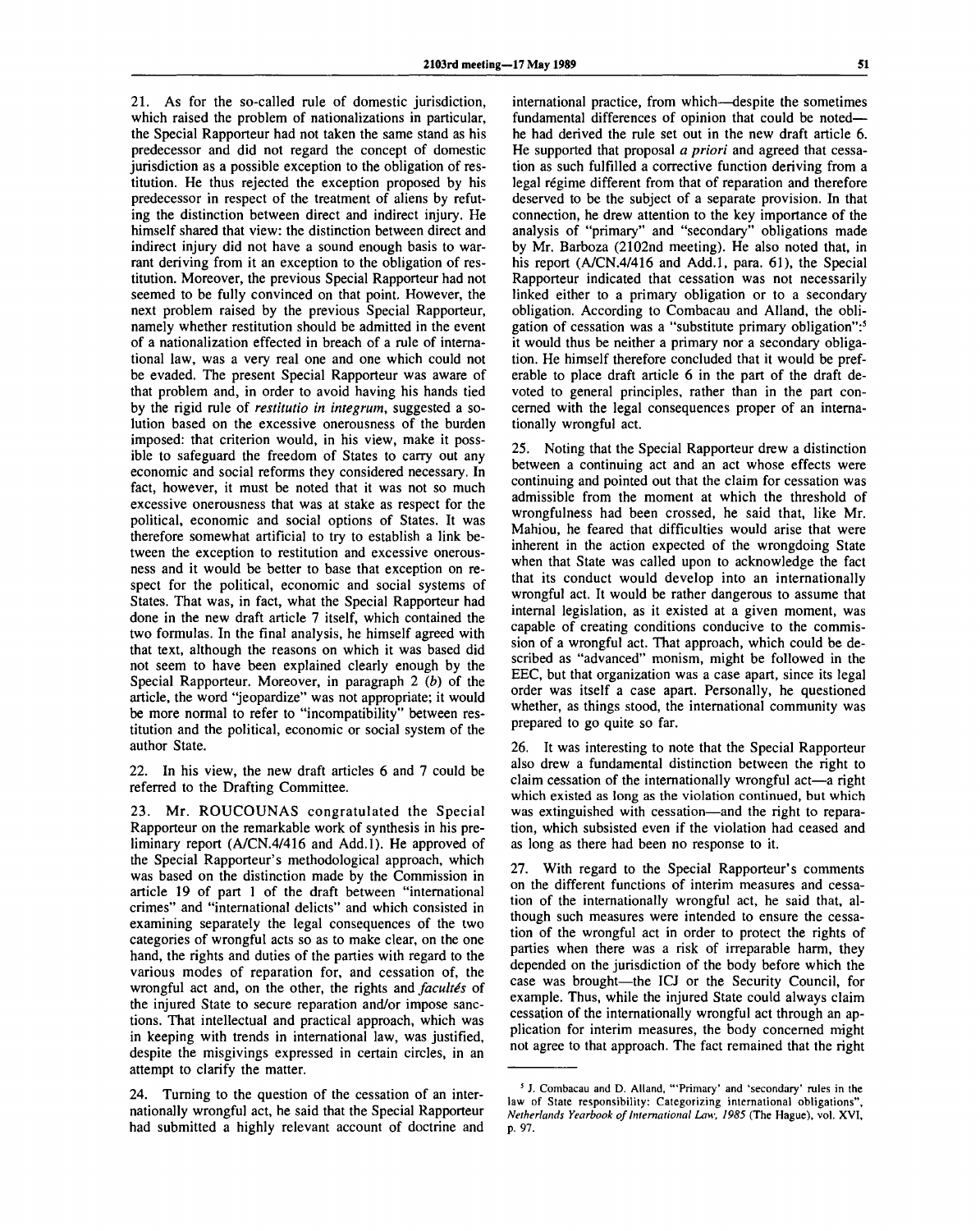21. As for the so-called rule of domestic jurisdiction, which raised the problem of nationalizations in particular, the Special Rapporteur had not taken the same stand as his predecessor and did not regard the concept of domestic jurisdiction as a possible exception to the obligation of restitution. He thus rejected the exception proposed by his predecessor in respect of the treatment of aliens by refuting the distinction between direct and indirect injury. He himself shared that view: the distinction between direct and indirect injury did not have a sound enough basis to warrant deriving from it an exception to the obligation of restitution. Moreover, the previous Special Rapporteur had not seemed to be fully convinced on that point. However, the next problem raised by the previous Special Rapporteur, namely whether restitution should be admitted in the event of a nationalization effected in breach of a rule of international law, was a very real one and one which could not be evaded. The present Special Rapporteur was aware of that problem and, in order to avoid having his hands tied by the rigid rule of *restitutio in integrum*, suggested a solution based on the excessive onerousness of the burden imposed: that criterion would, in his view, make it possible to safeguard the freedom of States to carry out any economic and social reforms they considered necessary. In fact, however, it must be noted that it was not so much excessive onerousness that was at stake as respect for the political, economic and social options of States. It was therefore somewhat artificial to try to establish a link between the exception to restitution and excessive onerousness and it would be better to base that exception on respect for the political, economic and social systems of States. That was, in fact, what the Special Rapporteur had done in the new draft article 7 itself, which contained the two formulas. In the final analysis, he himself agreed with that text, although the reasons on which it was based did not seem to have been explained clearly enough by the Special Rapporteur. Moreover, in paragraph 2 (*b*) of the article, the word "jeopardize" was not appropriate; it would be more normal to refer to "incompatibility" between restitution and the political, economic or social system of the author State.

22. In his view, the new draft articles 6 and 7 could be referred to the Drafting Committee.

23. Mr. ROUCOUNAS congratulated the Special Rapporteur on the remarkable work of synthesis in his preliminary report (A/CN.4/416 and Add.1). He approved of the Special Rapporteur's methodological approach, which was based on the distinction made by the Commission in article 19 of part 1 of the draft between "international crimes" and "international delicts" and which consisted in examining separately the legal consequences of the two categories of wrongful acts so as to make clear, on the one hand, the rights and duties of the parties with regard to the various modes of reparation for, and cessation of, the wrongful act and, on the other, the rights and *facultés* of the injured State to secure reparation and/or impose sanctions. That intellectual and practical approach, which was in keeping with trends in international law, was justified, despite the misgivings expressed in certain circles, in an attempt to clarify the matter.

24. Turning to the question of the cessation of an internationally wrongful act, he said that the Special Rapporteur had submitted a highly relevant account of doctrine and international practice, from which—despite the sometimes fundamental differences of opinion that could be noted—he had derived the rule set out in the new draft article 6. He supported that proposal *a priori* and agreed that cessation as such fulfilled a corrective function deriving from a legal régime different from that of reparation and therefore deserved to be the subject of a separate provision. In that connection, he drew attention to the key importance of the analysis of "primary" and "secondary" obligations made by Mr. Barboza (2102nd meeting). He also noted that, in his report (A/CN.4/416 and Add.1, para. 61), the Special Rapporteur indicated that cessation was not necessarily linked either to a primary obligation or to a secondary obligation. According to Combacau and Alland, the obligation of cessation was a "substitute primary obligation":[5] it would thus be neither a primary nor a secondary obligation. He himself therefore concluded that it would be preferable to place draft article 6 in the part of the draft devoted to general principles, rather than in the part concerned with the legal consequences proper of an internationally wrongful act.

25. Noting that the Special Rapporteur drew a distinction between a continuing act and an act whose effects were continuing and pointed out that the claim for cessation was admissible from the moment at which the threshold of wrongfulness had been crossed, he said that, like Mr. Mahiou, he feared that difficulties would arise that were inherent in the action expected of the wrongdoing State when that State was called upon to acknowledge the fact that its conduct would develop into an internationally wrongful act. It would be rather dangerous to assume that internal legislation, as it existed at a given moment, was capable of creating conditions conducive to the commission of a wrongful act. That approach, which could be described as "advanced" monism, might be followed in the EEC, but that organization was a case apart, since its legal order was itself a case apart. Personally, he questioned whether, as things stood, the international community was prepared to go quite so far.

26. It was interesting to note that the Special Rapporteur also drew a fundamental distinction between the right to claim cessation of the internationally wrongful act—a right which existed as long as the violation continued, but which was extinguished with cessation—and the right to reparation, which subsisted even if the violation had ceased and as long as there had been no response to it.

27. With regard to the Special Rapporteur's comments on the different functions of interim measures and cessation of the internationally wrongful act, he said that, although such measures were intended to ensure the cessation of the wrongful act in order to protect the rights of parties when there was a risk of irreparable harm, they depended on the jurisdiction of the body before which the case was brought—the ICJ or the Security Council, for example. Thus, while the injured State could always claim cessation of the internationally wrongful act through an application for interim measures, the body concerned might not agree to that approach. The fact remained that the right

---

[5] J. Combacau and D. Alland, "'Primary' and 'secondary' rules in the law of State responsibility: Categorizing international obligations", *Netherlands Yearbook of International Law, 1985* (The Hague), vol. XVI, p. 97.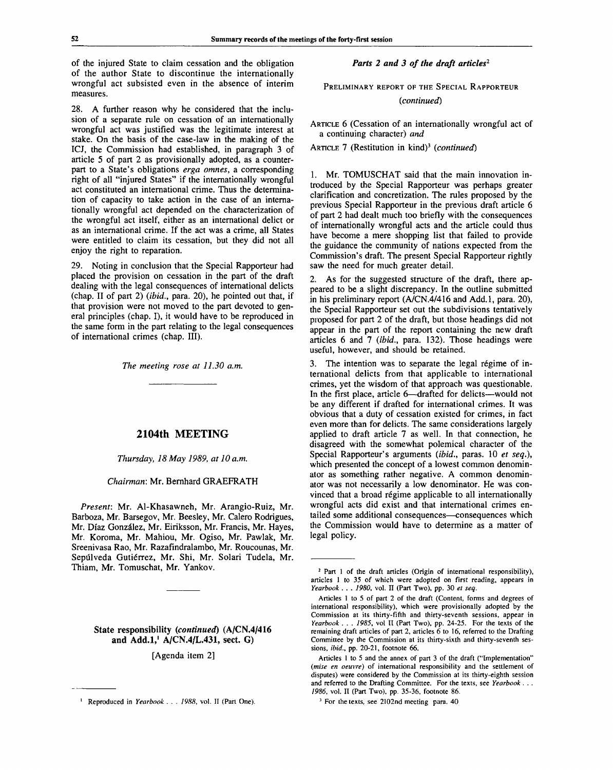of the injured State to claim cessation and the obligation of the author State to discontinue the internationally wrongful act subsisted even in the absence of interim measures.

28. A further reason why he considered that the inclusion of a separate rule on cessation of an internationally wrongful act was justified was the legitimate interest at stake. On the basis of the case-law in the making of the ICJ, the Commission had established, in paragraph 3 of article 5 of part 2 as provisionally adopted, as a counterpart to a State's obligations *erga omnes*, a corresponding right of all "injured States" if the internationally wrongful act constituted an international crime. Thus the determination of capacity to take action in the case of an internationally wrongful act depended on the characterization of the wrongful act itself, either as an international delict or as an international crime. If the act was a crime, all States were entitled to claim its cessation, but they did not all enjoy the right to reparation.

29. Noting in conclusion that the Special Rapporteur had placed the provision on cessation in the part of the draft dealing with the legal consequences of international delicts (chap. II of part 2) (*ibid.*, para. 20), he pointed out that, if that provision were not moved to the part devoted to general principles (chap. I), it would have to be reproduced in the same form in the part relating to the legal consequences of international crimes (chap. III).

*The meeting rose at 11.30 a.m.*

---

## 2104th MEETING

*Thursday, 18 May 1989, at 10 a.m.*

*Chairman*: Mr. Bernhard GRAEFRATH

*Present*: Mr. Al-Khasawneh, Mr. Arangio-Ruiz, Mr. Barboza, Mr. Barsegov, Mr. Beesley, Mr. Calero Rodrigues, Mr. Díaz González, Mr. Eiriksson, Mr. Francis, Mr. Hayes, Mr. Koroma, Mr. Mahiou, Mr. Ogiso, Mr. Pawlak, Mr. Sreenivasa Rao, Mr. Razafindralambo, Mr. Roucounas, Mr. Sepúlveda Gutiérrez, Mr. Shi, Mr. Solari Tudela, Mr. Thiam, Mr. Tomuschat, Mr. Yankov.

---

### State responsibility (*continued*) (A/CN.4/416 and Add.1,[1] A/CN.4/L.431, sect. G)

[Agenda item 2]

#### *Parts 2 and 3 of the draft articles*[2]

PRELIMINARY REPORT OF THE SPECIAL RAPPORTEUR (*continued*)

ARTICLE 6 (Cessation of an internationally wrongful act of a continuing character) *and*

ARTICLE 7 (Restitution in kind)[3] (*continued*)

1. Mr. TOMUSCHAT said that the main innovation introduced by the Special Rapporteur was perhaps greater clarification and concretization. The rules proposed by the previous Special Rapporteur in the previous draft article 6 of part 2 had dealt much too briefly with the consequences of internationally wrongful acts and the article could thus have become a mere shopping list that failed to provide the guidance the community of nations expected from the Commission's draft. The present Special Rapporteur rightly saw the need for much greater detail.

2. As for the suggested structure of the draft, there appeared to be a slight discrepancy. In the outline submitted in his preliminary report (A/CN.4/416 and Add.1, para. 20), the Special Rapporteur set out the subdivisions tentatively proposed for part 2 of the draft, but those headings did not appear in the part of the report containing the new draft articles 6 and 7 (*ibid.*, para. 132). Those headings were useful, however, and should be retained.

3. The intention was to separate the legal régime of international delicts from that applicable to international crimes, yet the wisdom of that approach was questionable. In the first place, article 6—drafted for delicts—would not be any different if drafted for international crimes. It was obvious that a duty of cessation existed for crimes, in fact even more than for delicts. The same considerations largely applied to draft article 7 as well. In that connection, he disagreed with the somewhat polemical character of the Special Rapporteur's arguments (*ibid.*, paras. 10 *et seq.*), which presented the concept of a lowest common denominator as something rather negative. A common denominator was not necessarily a low denominator. He was convinced that a broad régime applicable to all internationally wrongful acts did exist and that international crimes entailed some additional consequences—consequences which the Commission would have to determine as a matter of legal policy.

---

[1] Reproduced in *Yearbook . . . 1988*, vol. II (Part One).

[2] Part 1 of the draft articles (Origin of international responsibility), articles 1 to 35 of which were adopted on first reading, appears in *Yearbook . . . 1980*, vol. II (Part Two), pp. 30 *et seq.*

Articles 1 to 5 of part 2 of the draft (Content, forms and degrees of international responsibility), which were provisionally adopted by the Commission at its thirty-fifth and thirty-seventh sessions, appear in *Yearbook . . . 1985*, vol II (Part Two), pp. 24-25. For the texts of the remaining draft articles of part 2, articles 6 to 16, referred to the Drafting Committee by the Commission at its thirty-sixth and thirty-seventh sessions, *ibid.*, pp. 20-21, footnote 66.

Articles 1 to 5 and the annex of part 3 of the draft ("Implementation" (*mise en oeuvre*) of international responsibility and the settlement of disputes) were considered by the Commission at its thirty-eighth session and referred to the Drafting Committee. For the texts, see *Yearbook . . . 1986*, vol. II (Part Two), pp. 35-36, footnote 86.

[3] For the texts, see 2102nd meeting para. 40